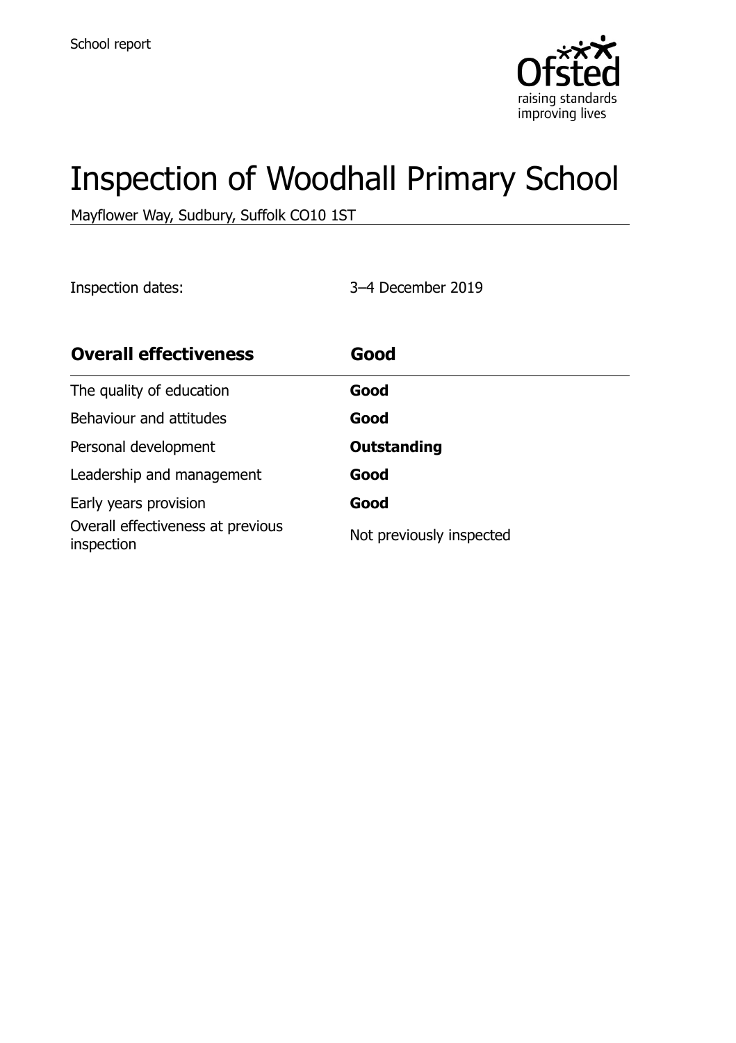School report

# Inspection of Woodhall Primary School

Mayflower Way, Sudbury, Suffolk CO10 1ST

Inspection dates: 3–4 December 2019

| **Overall effectiveness** | **Good** |
| --- | --- |
| The quality of education | **Good** |
| Behaviour and attitudes | **Good** |
| Personal development | **Outstanding** |
| Leadership and management | **Good** |
| Early years provision | **Good** |
| Overall effectiveness at previous inspection | Not previously inspected |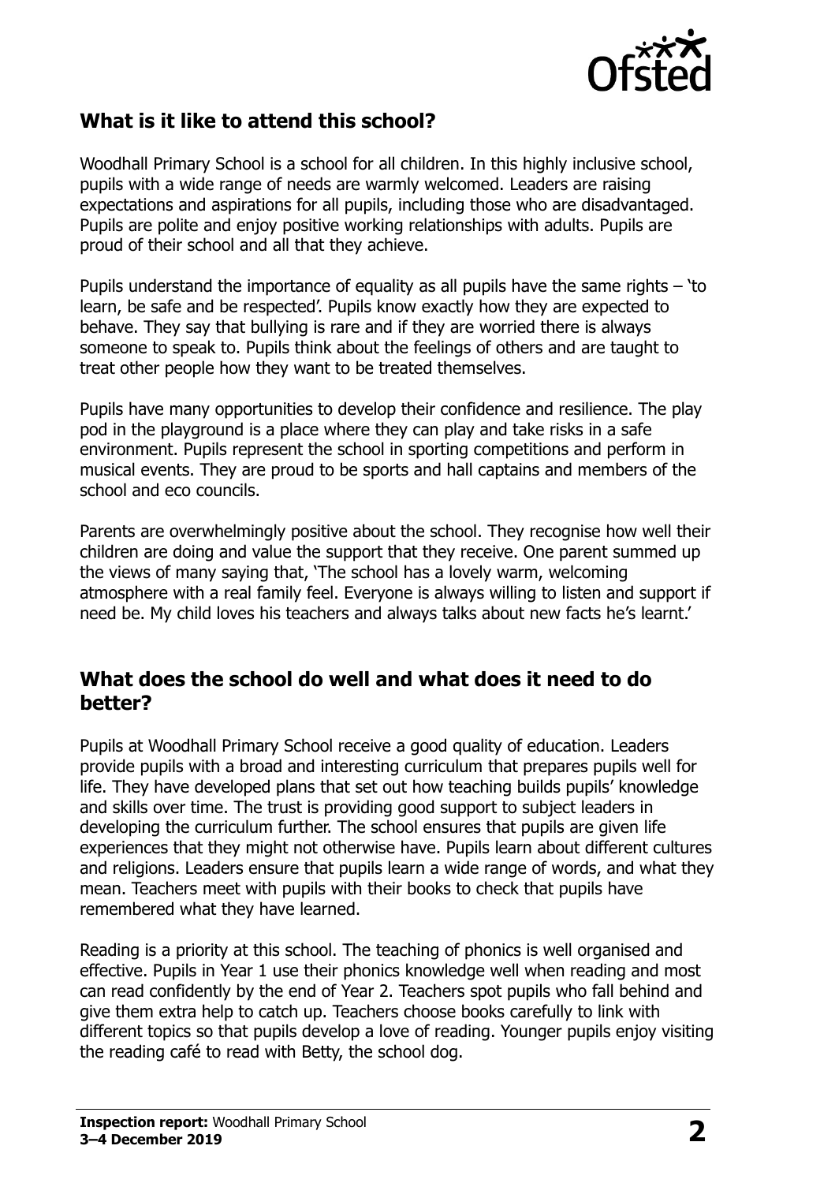## What is it like to attend this school?

Woodhall Primary School is a school for all children. In this highly inclusive school, pupils with a wide range of needs are warmly welcomed. Leaders are raising expectations and aspirations for all pupils, including those who are disadvantaged. Pupils are polite and enjoy positive working relationships with adults. Pupils are proud of their school and all that they achieve.

Pupils understand the importance of equality as all pupils have the same rights – 'to learn, be safe and be respected'. Pupils know exactly how they are expected to behave. They say that bullying is rare and if they are worried there is always someone to speak to. Pupils think about the feelings of others and are taught to treat other people how they want to be treated themselves.

Pupils have many opportunities to develop their confidence and resilience. The play pod in the playground is a place where they can play and take risks in a safe environment. Pupils represent the school in sporting competitions and perform in musical events. They are proud to be sports and hall captains and members of the school and eco councils.

Parents are overwhelmingly positive about the school. They recognise how well their children are doing and value the support that they receive. One parent summed up the views of many saying that, 'The school has a lovely warm, welcoming atmosphere with a real family feel. Everyone is always willing to listen and support if need be. My child loves his teachers and always talks about new facts he's learnt.'

## What does the school do well and what does it need to do better?

Pupils at Woodhall Primary School receive a good quality of education. Leaders provide pupils with a broad and interesting curriculum that prepares pupils well for life. They have developed plans that set out how teaching builds pupils' knowledge and skills over time. The trust is providing good support to subject leaders in developing the curriculum further. The school ensures that pupils are given life experiences that they might not otherwise have. Pupils learn about different cultures and religions. Leaders ensure that pupils learn a wide range of words, and what they mean. Teachers meet with pupils with their books to check that pupils have remembered what they have learned.

Reading is a priority at this school. The teaching of phonics is well organised and effective. Pupils in Year 1 use their phonics knowledge well when reading and most can read confidently by the end of Year 2. Teachers spot pupils who fall behind and give them extra help to catch up. Teachers choose books carefully to link with different topics so that pupils develop a love of reading. Younger pupils enjoy visiting the reading café to read with Betty, the school dog.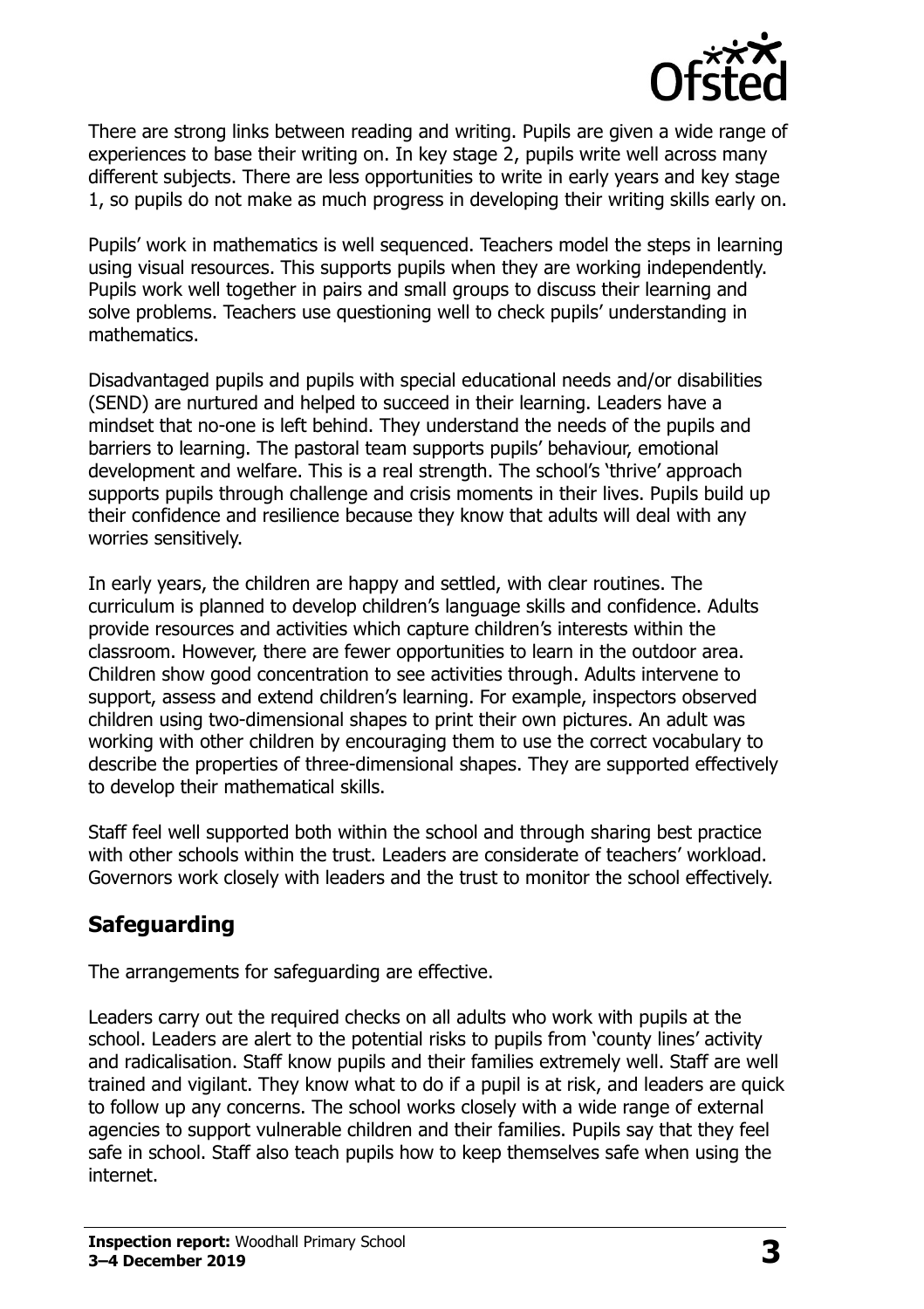There are strong links between reading and writing. Pupils are given a wide range of experiences to base their writing on. In key stage 2, pupils write well across many different subjects. There are less opportunities to write in early years and key stage 1, so pupils do not make as much progress in developing their writing skills early on.

Pupils' work in mathematics is well sequenced. Teachers model the steps in learning using visual resources. This supports pupils when they are working independently. Pupils work well together in pairs and small groups to discuss their learning and solve problems. Teachers use questioning well to check pupils' understanding in mathematics.

Disadvantaged pupils and pupils with special educational needs and/or disabilities (SEND) are nurtured and helped to succeed in their learning. Leaders have a mindset that no-one is left behind. They understand the needs of the pupils and barriers to learning. The pastoral team supports pupils' behaviour, emotional development and welfare. This is a real strength. The school's 'thrive' approach supports pupils through challenge and crisis moments in their lives. Pupils build up their confidence and resilience because they know that adults will deal with any worries sensitively.

In early years, the children are happy and settled, with clear routines. The curriculum is planned to develop children's language skills and confidence. Adults provide resources and activities which capture children's interests within the classroom. However, there are fewer opportunities to learn in the outdoor area. Children show good concentration to see activities through. Adults intervene to support, assess and extend children's learning. For example, inspectors observed children using two-dimensional shapes to print their own pictures. An adult was working with other children by encouraging them to use the correct vocabulary to describe the properties of three-dimensional shapes. They are supported effectively to develop their mathematical skills.

Staff feel well supported both within the school and through sharing best practice with other schools within the trust. Leaders are considerate of teachers' workload. Governors work closely with leaders and the trust to monitor the school effectively.

## Safeguarding

The arrangements for safeguarding are effective.

Leaders carry out the required checks on all adults who work with pupils at the school. Leaders are alert to the potential risks to pupils from 'county lines' activity and radicalisation. Staff know pupils and their families extremely well. Staff are well trained and vigilant. They know what to do if a pupil is at risk, and leaders are quick to follow up any concerns. The school works closely with a wide range of external agencies to support vulnerable children and their families. Pupils say that they feel safe in school. Staff also teach pupils how to keep themselves safe when using the internet.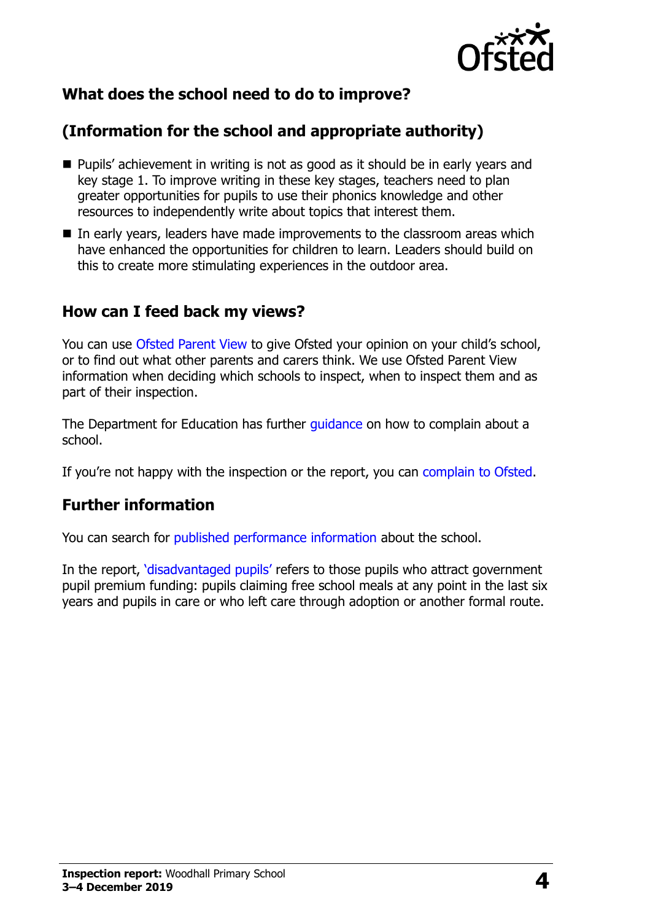## What does the school need to do to improve?

## (Information for the school and appropriate authority)

- Pupils' achievement in writing is not as good as it should be in early years and key stage 1. To improve writing in these key stages, teachers need to plan greater opportunities for pupils to use their phonics knowledge and other resources to independently write about topics that interest them.
- In early years, leaders have made improvements to the classroom areas which have enhanced the opportunities for children to learn. Leaders should build on this to create more stimulating experiences in the outdoor area.

## How can I feed back my views?

You can use Ofsted Parent View to give Ofsted your opinion on your child's school, or to find out what other parents and carers think. We use Ofsted Parent View information when deciding which schools to inspect, when to inspect them and as part of their inspection.

The Department for Education has further guidance on how to complain about a school.

If you're not happy with the inspection or the report, you can complain to Ofsted.

## Further information

You can search for published performance information about the school.

In the report, 'disadvantaged pupils' refers to those pupils who attract government pupil premium funding: pupils claiming free school meals at any point in the last six years and pupils in care or who left care through adoption or another formal route.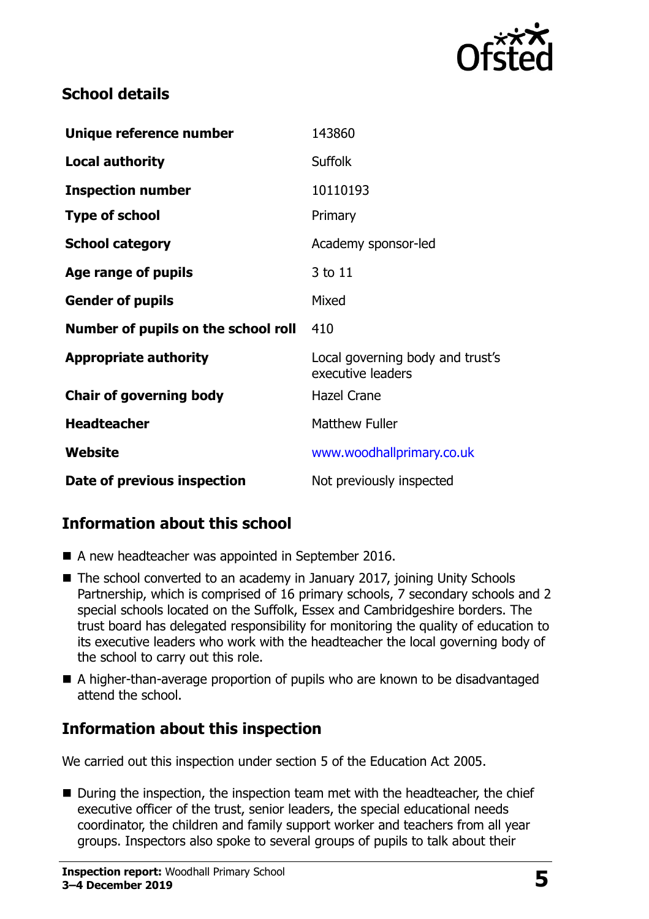## School details

| | |
|---|---|
| **Unique reference number** | 143860 |
| **Local authority** | Suffolk |
| **Inspection number** | 10110193 |
| **Type of school** | Primary |
| **School category** | Academy sponsor-led |
| **Age range of pupils** | 3 to 11 |
| **Gender of pupils** | Mixed |
| **Number of pupils on the school roll** | 410 |
| **Appropriate authority** | Local governing body and trust's executive leaders |
| **Chair of governing body** | Hazel Crane |
| **Headteacher** | Matthew Fuller |
| **Website** | www.woodhallprimary.co.uk |
| **Date of previous inspection** | Not previously inspected |

## Information about this school

- A new headteacher was appointed in September 2016.
- The school converted to an academy in January 2017, joining Unity Schools Partnership, which is comprised of 16 primary schools, 7 secondary schools and 2 special schools located on the Suffolk, Essex and Cambridgeshire borders. The trust board has delegated responsibility for monitoring the quality of education to its executive leaders who work with the headteacher the local governing body of the school to carry out this role.
- A higher-than-average proportion of pupils who are known to be disadvantaged attend the school.

## Information about this inspection

We carried out this inspection under section 5 of the Education Act 2005.

- During the inspection, the inspection team met with the headteacher, the chief executive officer of the trust, senior leaders, the special educational needs coordinator, the children and family support worker and teachers from all year groups. Inspectors also spoke to several groups of pupils to talk about their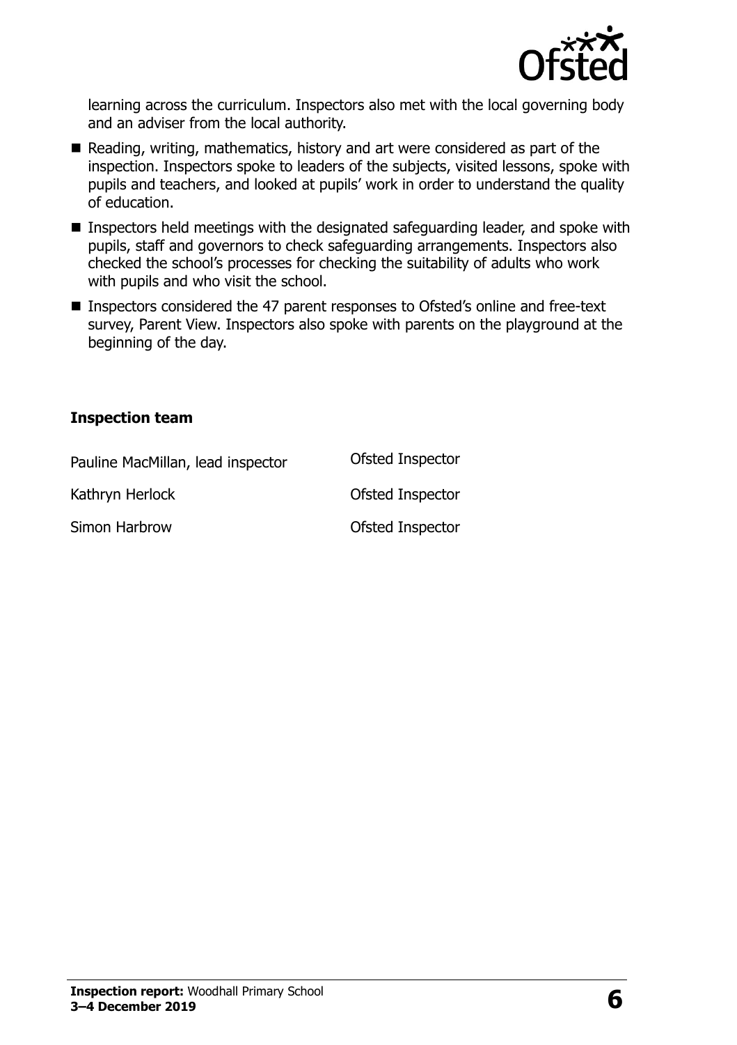learning across the curriculum. Inspectors also met with the local governing body and an adviser from the local authority.

- Reading, writing, mathematics, history and art were considered as part of the inspection. Inspectors spoke to leaders of the subjects, visited lessons, spoke with pupils and teachers, and looked at pupils' work in order to understand the quality of education.
- Inspectors held meetings with the designated safeguarding leader, and spoke with pupils, staff and governors to check safeguarding arrangements. Inspectors also checked the school's processes for checking the suitability of adults who work with pupils and who visit the school.
- Inspectors considered the 47 parent responses to Ofsted's online and free-text survey, Parent View. Inspectors also spoke with parents on the playground at the beginning of the day.

### Inspection team

| | |
|---|---|
| Pauline MacMillan, lead inspector | Ofsted Inspector |
| Kathryn Herlock | Ofsted Inspector |
| Simon Harbrow | Ofsted Inspector |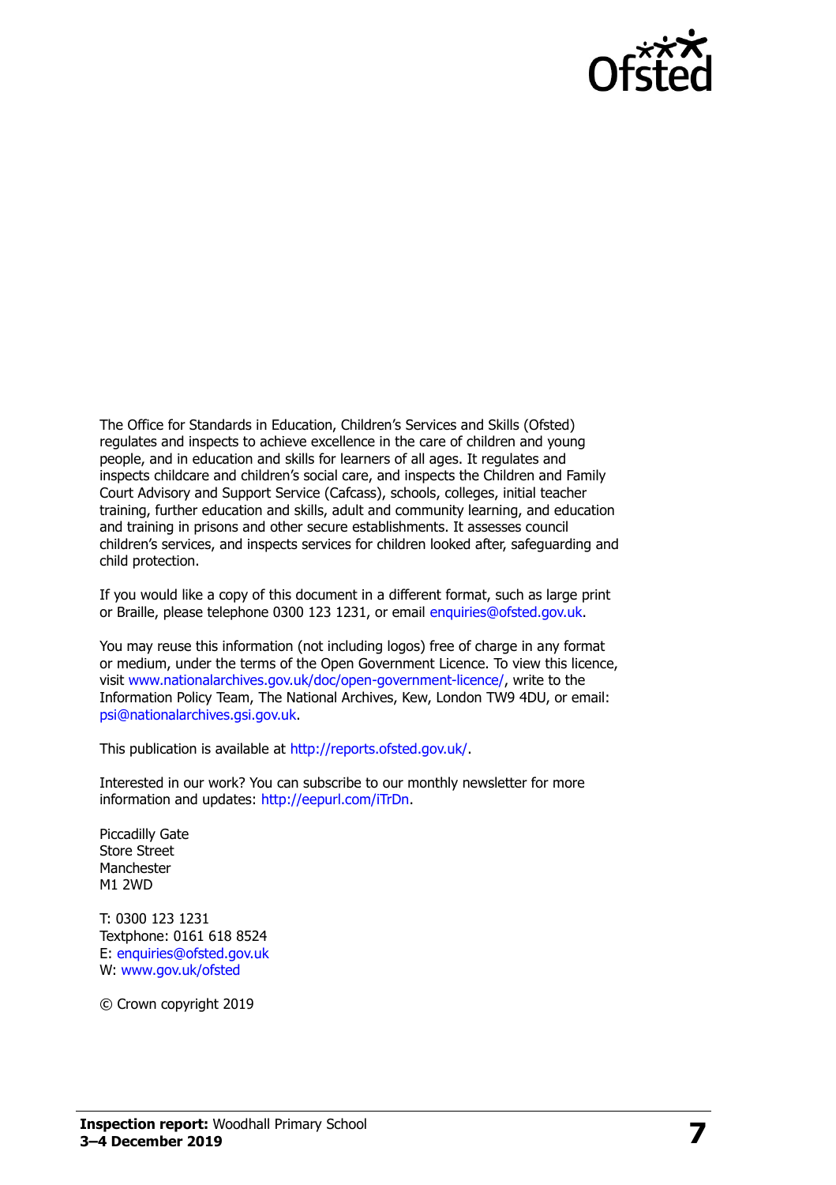The Office for Standards in Education, Children's Services and Skills (Ofsted) regulates and inspects to achieve excellence in the care of children and young people, and in education and skills for learners of all ages. It regulates and inspects childcare and children's social care, and inspects the Children and Family Court Advisory and Support Service (Cafcass), schools, colleges, initial teacher training, further education and skills, adult and community learning, and education and training in prisons and other secure establishments. It assesses council children's services, and inspects services for children looked after, safeguarding and child protection.

If you would like a copy of this document in a different format, such as large print or Braille, please telephone 0300 123 1231, or email enquiries@ofsted.gov.uk.

You may reuse this information (not including logos) free of charge in any format or medium, under the terms of the Open Government Licence. To view this licence, visit www.nationalarchives.gov.uk/doc/open-government-licence/, write to the Information Policy Team, The National Archives, Kew, London TW9 4DU, or email: psi@nationalarchives.gsi.gov.uk.

This publication is available at http://reports.ofsted.gov.uk/.

Interested in our work? You can subscribe to our monthly newsletter for more information and updates: http://eepurl.com/iTrDn.

Piccadilly Gate
Store Street
Manchester
M1 2WD

T: 0300 123 1231
Textphone: 0161 618 8524
E: enquiries@ofsted.gov.uk
W: www.gov.uk/ofsted

© Crown copyright 2019